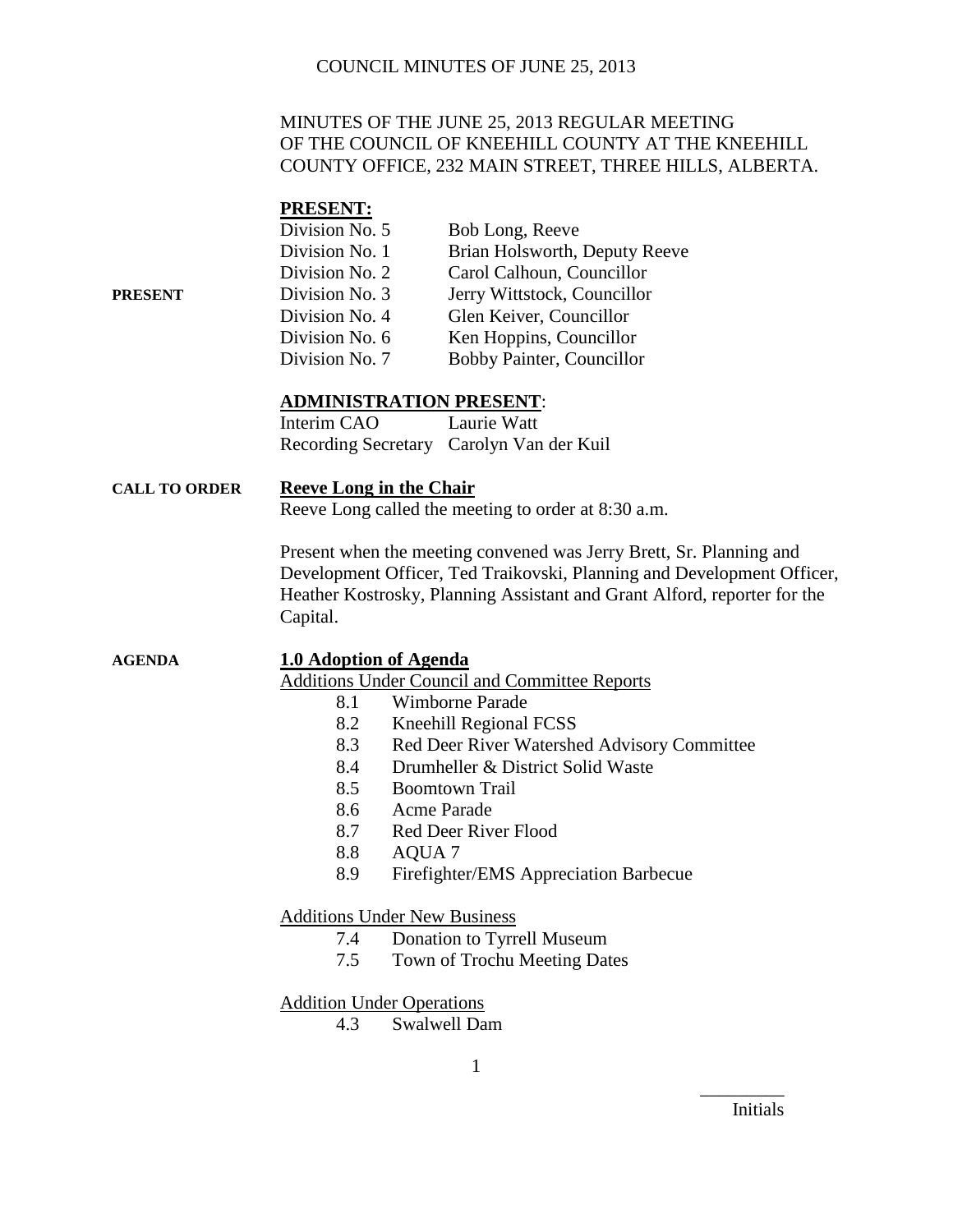MINUTES OF THE JUNE 25, 2013 REGULAR MEETING OF THE COUNCIL OF KNEEHILL COUNTY AT THE KNEEHILL COUNTY OFFICE, 232 MAIN STREET, THREE HILLS, ALBERTA.

**PRESENT:**

PRESENT

| | |
|---|---|
| Division No. 5 | Bob Long, Reeve |
| Division No. 1 | Brian Holsworth, Deputy Reeve |
| Division No. 2 | Carol Calhoun, Councillor |
| Division No. 3 | Jerry Wittstock, Councillor |
| Division No. 4 | Glen Keiver, Councillor |
| Division No. 6 | Ken Hoppins, Councillor |
| Division No. 7 | Bobby Painter, Councillor |

**ADMINISTRATION PRESENT**:

| | |
|---|---|
| Interim CAO | Laurie Watt |
| Recording Secretary | Carolyn Van der Kuil |

**CALL TO ORDER**

**Reeve Long in the Chair**

Reeve Long called the meeting to order at 8:30 a.m.

Present when the meeting convened was Jerry Brett, Sr. Planning and Development Officer, Ted Traikovski, Planning and Development Officer, Heather Kostrosky, Planning Assistant and Grant Alford, reporter for the Capital.

**AGENDA**

**1.0 Adoption of Agenda**

Additions Under Council and Committee Reports

- 8.1 Wimborne Parade
- 8.2 Kneehill Regional FCSS
- 8.3 Red Deer River Watershed Advisory Committee
- 8.4 Drumheller & District Solid Waste
- 8.5 Boomtown Trail
- 8.6 Acme Parade
- 8.7 Red Deer River Flood
- 8.8 AQUA 7
- 8.9 Firefighter/EMS Appreciation Barbecue

Additions Under New Business

- 7.4 Donation to Tyrrell Museum
- 7.5 Town of Trochu Meeting Dates

Addition Under Operations

- 4.3 Swalwell Dam

Initials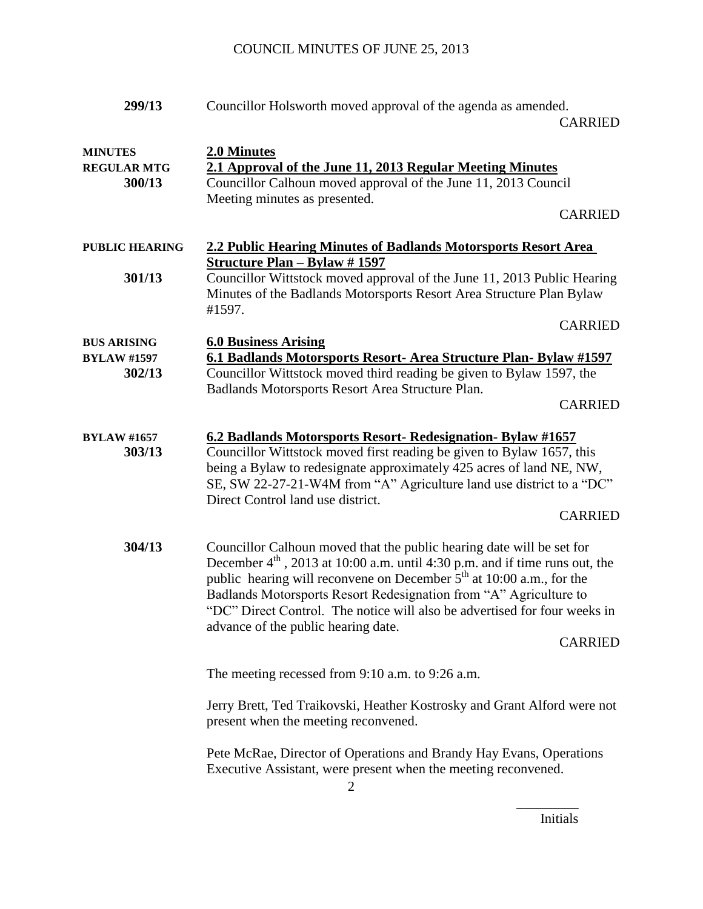**299/13** Councillor Holsworth moved approval of the agenda as amended.

CARRIED

**MINUTES**
**REGULAR MTG**
**300/13**

**2.0 Minutes**

**2.1 Approval of the June 11, 2013 Regular Meeting Minutes**

Councillor Calhoun moved approval of the June 11, 2013 Council Meeting minutes as presented.

CARRIED

**PUBLIC HEARING**
**301/13**

**2.2 Public Hearing Minutes of Badlands Motorsports Resort Area Structure Plan – Bylaw # 1597**

Councillor Wittstock moved approval of the June 11, 2013 Public Hearing Minutes of the Badlands Motorsports Resort Area Structure Plan Bylaw #1597.

CARRIED

**BUS ARISING**
**BYLAW #1597**
**302/13**

**6.0 Business Arising**

**6.1 Badlands Motorsports Resort- Area Structure Plan- Bylaw #1597**

Councillor Wittstock moved third reading be given to Bylaw 1597, the Badlands Motorsports Resort Area Structure Plan.

CARRIED

**BYLAW #1657**
**303/13**

**6.2 Badlands Motorsports Resort- Redesignation- Bylaw #1657**

Councillor Wittstock moved first reading be given to Bylaw 1657, this being a Bylaw to redesignate approximately 425 acres of land NE, NW, SE, SW 22-27-21-W4M from "A" Agriculture land use district to a "DC" Direct Control land use district.

CARRIED

**304/13** Councillor Calhoun moved that the public hearing date will be set for December 4th, 2013 at 10:00 a.m. until 4:30 p.m. and if time runs out, the public hearing will reconvene on December 5th at 10:00 a.m., for the Badlands Motorsports Resort Redesignation from "A" Agriculture to "DC" Direct Control. The notice will also be advertised for four weeks in advance of the public hearing date.

CARRIED

The meeting recessed from 9:10 a.m. to 9:26 a.m.

Jerry Brett, Ted Traikovski, Heather Kostrosky and Grant Alford were not present when the meeting reconvened.

Pete McRae, Director of Operations and Brandy Hay Evans, Operations Executive Assistant, were present when the meeting reconvened.

_________
Initials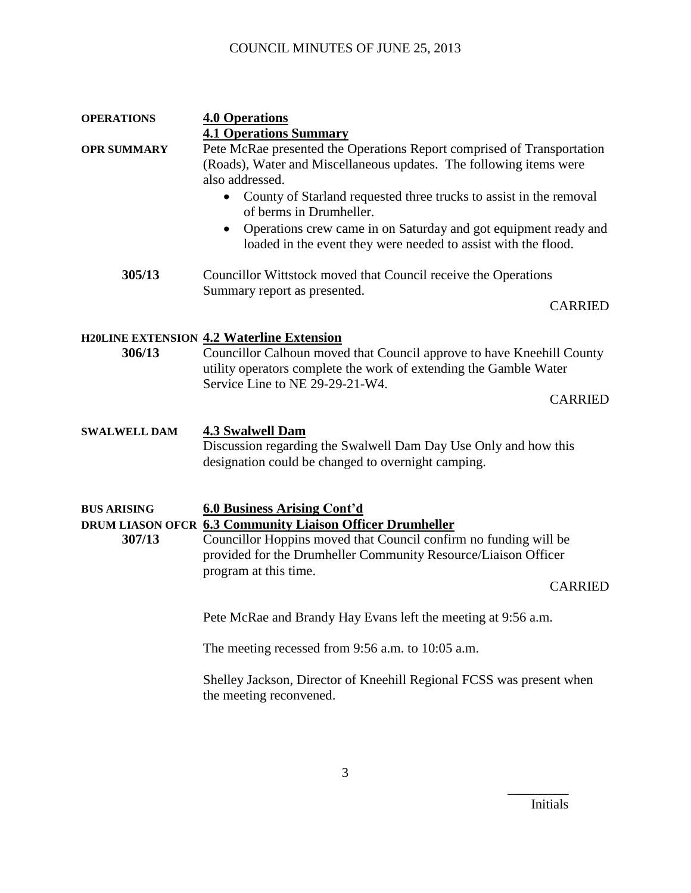**OPERATIONS** **4.0 Operations**

**4.1 Operations Summary**

**OPR SUMMARY** Pete McRae presented the Operations Report comprised of Transportation (Roads), Water and Miscellaneous updates. The following items were also addressed.

- County of Starland requested three trucks to assist in the removal of berms in Drumheller.
- Operations crew came in on Saturday and got equipment ready and loaded in the event they were needed to assist with the flood.

**305/13** Councillor Wittstock moved that Council receive the Operations Summary report as presented.

CARRIED

**H20LINE EXTENSION** **4.2 Waterline Extension**

**306/13** Councillor Calhoun moved that Council approve to have Kneehill County utility operators complete the work of extending the Gamble Water Service Line to NE 29-29-21-W4.

CARRIED

**SWALWELL DAM** **4.3 Swalwell Dam**

Discussion regarding the Swalwell Dam Day Use Only and how this designation could be changed to overnight camping.

**BUS ARISING** **6.0 Business Arising Cont'd**

**DRUM LIASON OFCR** **6.3 Community Liaison Officer Drumheller**

**307/13** Councillor Hoppins moved that Council confirm no funding will be provided for the Drumheller Community Resource/Liaison Officer program at this time.

CARRIED

Pete McRae and Brandy Hay Evans left the meeting at 9:56 a.m.

The meeting recessed from 9:56 a.m. to 10:05 a.m.

Shelley Jackson, Director of Kneehill Regional FCSS was present when the meeting reconvened.

_________
Initials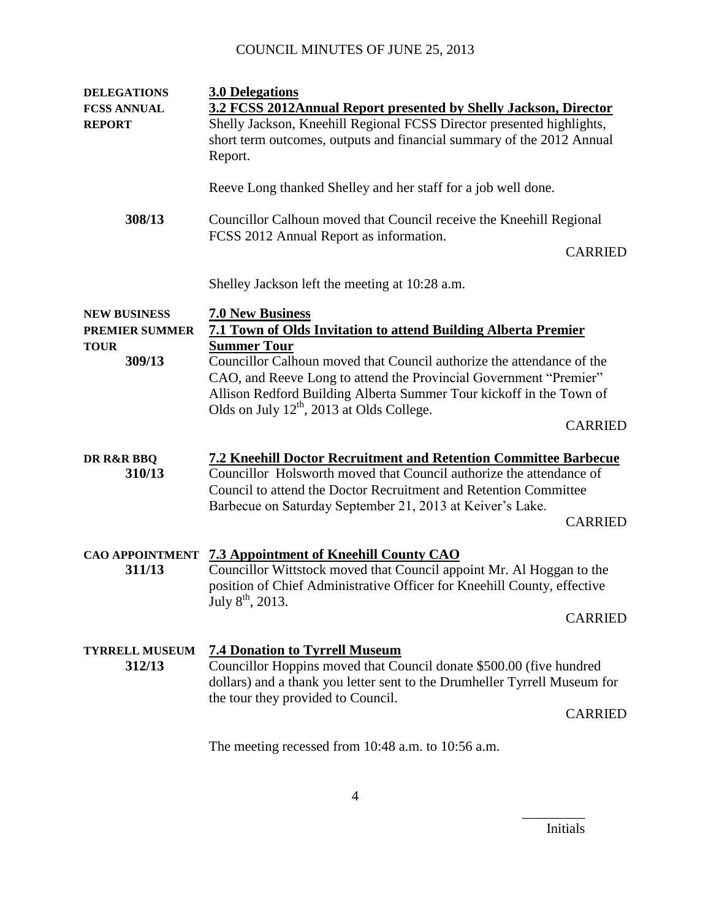**DELEGATIONS**
**FCSS ANNUAL REPORT**

## 3.0 Delegations

### 3.2 FCSS 2012Annual Report presented by Shelly Jackson, Director

Shelly Jackson, Kneehill Regional FCSS Director presented highlights, short term outcomes, outputs and financial summary of the 2012 Annual Report.

Reeve Long thanked Shelley and her staff for a job well done.

**308/13** Councillor Calhoun moved that Council receive the Kneehill Regional FCSS 2012 Annual Report as information.

CARRIED

Shelley Jackson left the meeting at 10:28 a.m.

**NEW BUSINESS**
**PREMIER SUMMER TOUR**

## 7.0 New Business

### 7.1 Town of Olds Invitation to attend Building Alberta Premier Summer Tour

**309/13** Councillor Calhoun moved that Council authorize the attendance of the CAO, and Reeve Long to attend the Provincial Government "Premier" Allison Redford Building Alberta Summer Tour kickoff in the Town of Olds on July 12th, 2013 at Olds College.

CARRIED

**DR R&R BBQ**

### 7.2 Kneehill Doctor Recruitment and Retention Committee Barbecue

**310/13** Councillor Holsworth moved that Council authorize the attendance of Council to attend the Doctor Recruitment and Retention Committee Barbecue on Saturday September 21, 2013 at Keiver's Lake.

CARRIED

**CAO APPOINTMENT**

### 7.3 Appointment of Kneehill County CAO

**311/13** Councillor Wittstock moved that Council appoint Mr. Al Hoggan to the position of Chief Administrative Officer for Kneehill County, effective July 8th, 2013.

CARRIED

**TYRRELL MUSEUM**

### 7.4 Donation to Tyrrell Museum

**312/13** Councillor Hoppins moved that Council donate $500.00 (five hundred dollars) and a thank you letter sent to the Drumheller Tyrrell Museum for the tour they provided to Council.

CARRIED

The meeting recessed from 10:48 a.m. to 10:56 a.m.

_________
Initials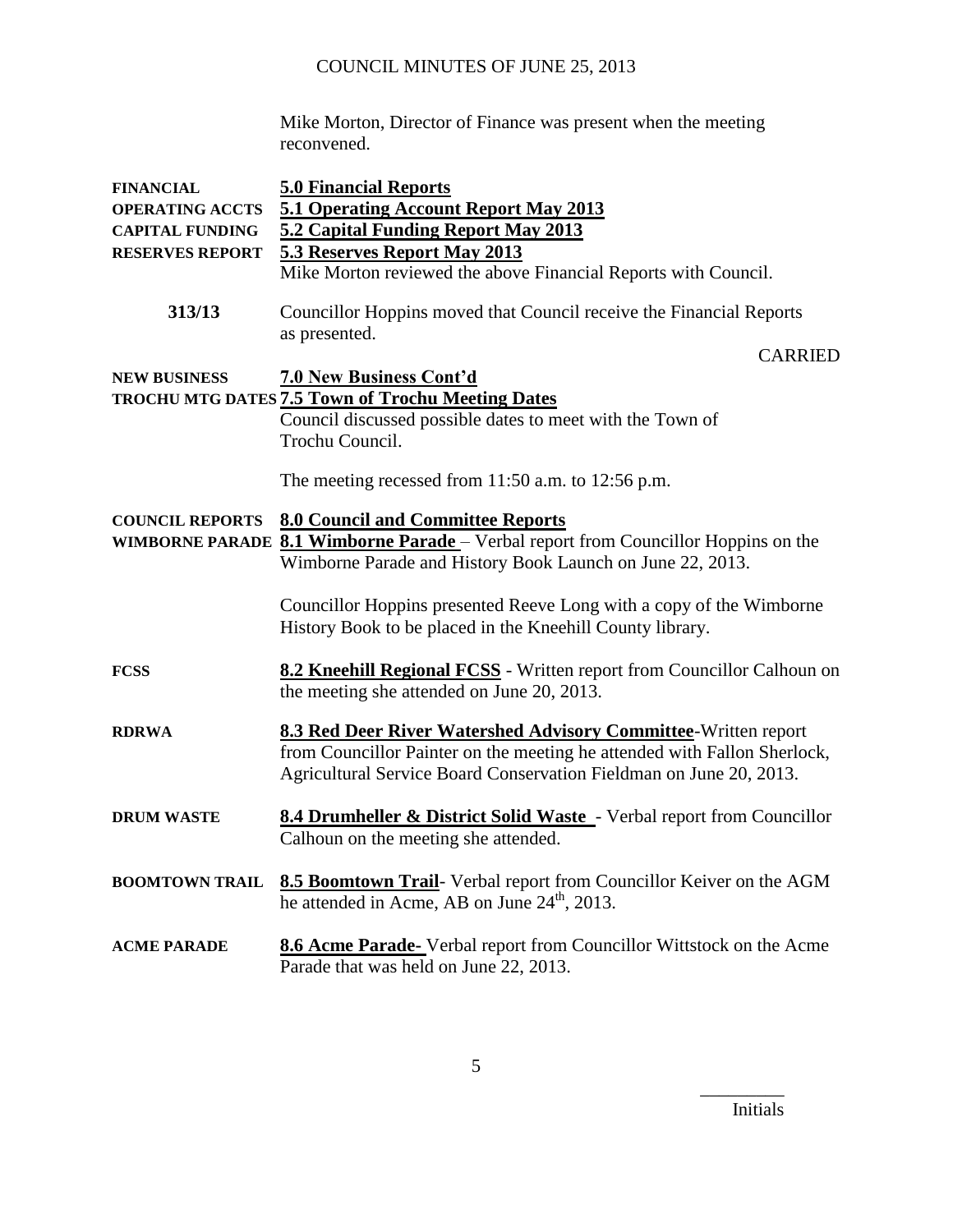Mike Morton, Director of Finance was present when the meeting reconvened.

**FINANCIAL**
**OPERATING ACCTS**
**CAPITAL FUNDING**
**RESERVES REPORT**

**5.0 Financial Reports**
**5.1 Operating Account Report May 2013**
**5.2 Capital Funding Report May 2013**
**5.3 Reserves Report May 2013**

Mike Morton reviewed the above Financial Reports with Council.

**313/13** Councillor Hoppins moved that Council receive the Financial Reports as presented.

CARRIED

**NEW BUSINESS**
**TROCHU MTG DATES**

**7.0 New Business Cont'd**
**7.5 Town of Trochu Meeting Dates**

Council discussed possible dates to meet with the Town of Trochu Council.

The meeting recessed from 11:50 a.m. to 12:56 p.m.

**COUNCIL REPORTS**
**WIMBORNE PARADE**

**8.0 Council and Committee Reports**
**8.1 Wimborne Parade** – Verbal report from Councillor Hoppins on the Wimborne Parade and History Book Launch on June 22, 2013.

Councillor Hoppins presented Reeve Long with a copy of the Wimborne History Book to be placed in the Kneehill County library.

**FCSS**

**8.2 Kneehill Regional FCSS** - Written report from Councillor Calhoun on the meeting she attended on June 20, 2013.

**RDRWA**

**8.3 Red Deer River Watershed Advisory Committee**-Written report from Councillor Painter on the meeting he attended with Fallon Sherlock, Agricultural Service Board Conservation Fieldman on June 20, 2013.

**DRUM WASTE**

**8.4 Drumheller & District Solid Waste** - Verbal report from Councillor Calhoun on the meeting she attended.

**BOOMTOWN TRAIL**

**8.5 Boomtown Trail**- Verbal report from Councillor Keiver on the AGM he attended in Acme, AB on June 24th, 2013.

**ACME PARADE**

**8.6 Acme Parade-** Verbal report from Councillor Wittstock on the Acme Parade that was held on June 22, 2013.

_________
Initials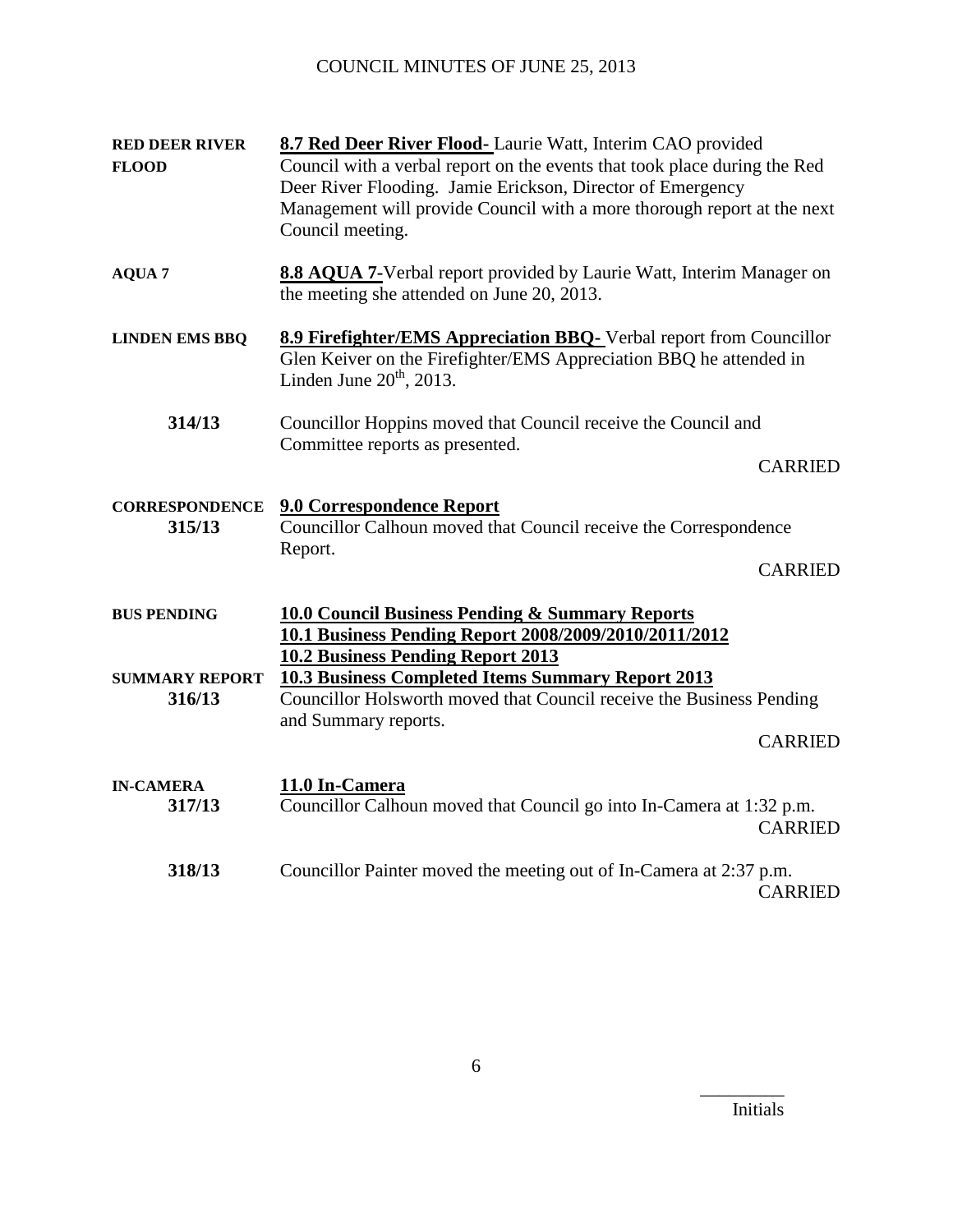| | |
|---|---|
| **RED DEER RIVER FLOOD** | **8.7 Red Deer River Flood-** Laurie Watt, Interim CAO provided Council with a verbal report on the events that took place during the Red Deer River Flooding. Jamie Erickson, Director of Emergency Management will provide Council with a more thorough report at the next Council meeting. |
| **AQUA 7** | **8.8 AQUA 7-**Verbal report provided by Laurie Watt, Interim Manager on the meeting she attended on June 20, 2013. |
| **LINDEN EMS BBQ** | **8.9 Firefighter/EMS Appreciation BBQ-** Verbal report from Councillor Glen Keiver on the Firefighter/EMS Appreciation BBQ he attended in Linden June 20th, 2013. |
| **314/13** | Councillor Hoppins moved that Council receive the Council and Committee reports as presented. CARRIED |
| **CORRESPONDENCE 315/13** | **9.0 Correspondence Report** Councillor Calhoun moved that Council receive the Correspondence Report. CARRIED |
| **BUS PENDING** | **10.0 Council Business Pending & Summary Reports** **10.1 Business Pending Report 2008/2009/2010/2011/2012** **10.2 Business Pending Report 2013** |
| **SUMMARY REPORT 316/13** | **10.3 Business Completed Items Summary Report 2013** Councillor Holsworth moved that Council receive the Business Pending and Summary reports. CARRIED |
| **IN-CAMERA 317/13** | **11.0 In-Camera** Councillor Calhoun moved that Council go into In-Camera at 1:32 p.m. CARRIED |
| **318/13** | Councillor Painter moved the meeting out of In-Camera at 2:37 p.m. CARRIED |

_________
Initials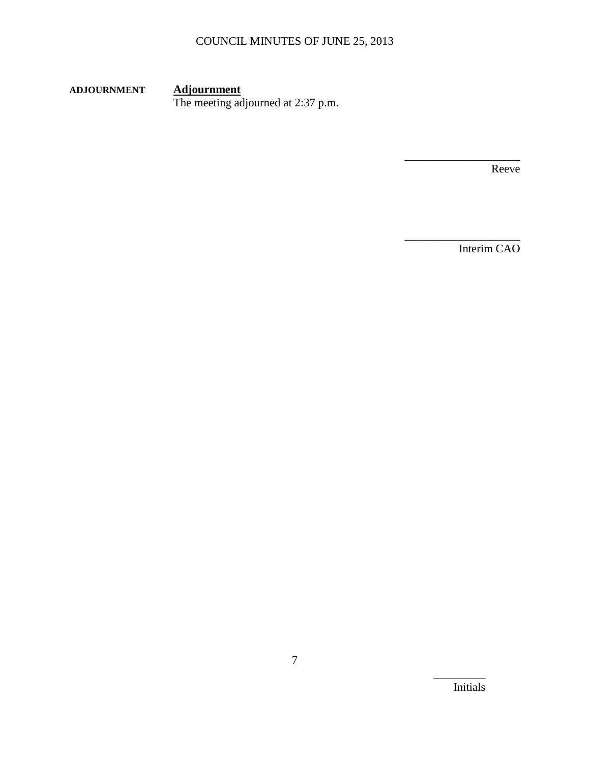**ADJOURNMENT**

**Adjournment**

The meeting adjourned at 2:37 p.m.

\_\_\_\_\_\_\_\_\_\_\_\_\_\_\_\_\_\_\_\_
Reeve

\_\_\_\_\_\_\_\_\_\_\_\_\_\_\_\_\_\_\_\_
Interim CAO

\_\_\_\_\_\_\_\_\_
Initials